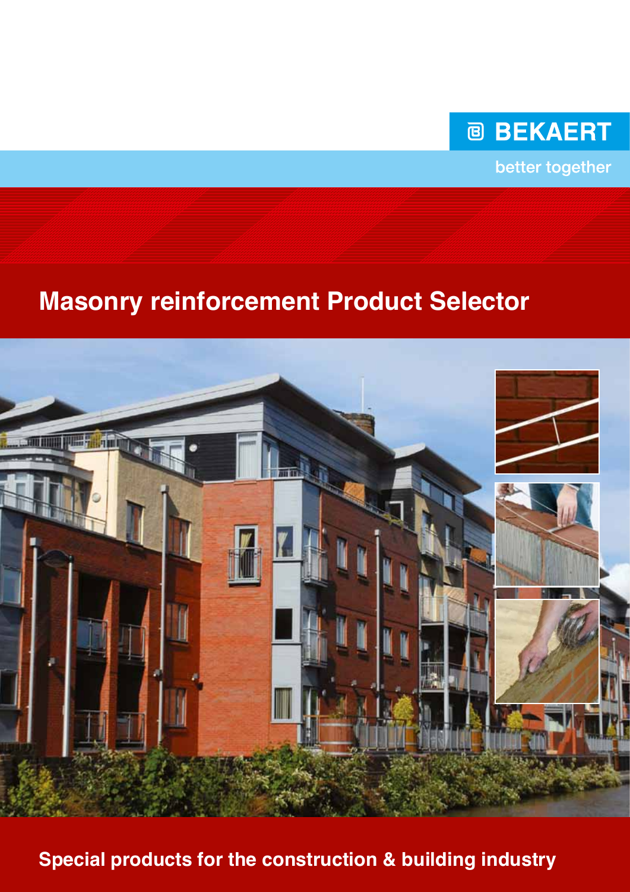BEKAERT

better together

# Masonry reinforcement Product Selector

**Special products for the construction & building industry**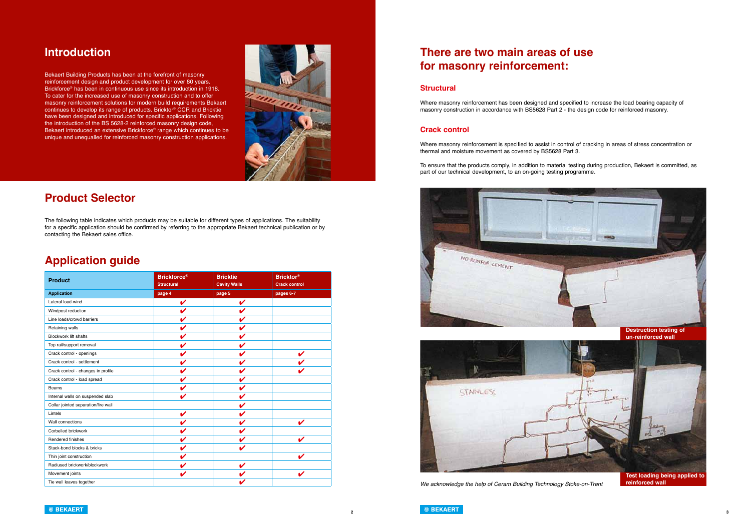## Introduction

Bekaert Building Products has been at the forefront of masonry reinforcement design and product development for over 80 years. Brickforce® has been in continuous use since its introduction in 1918. To cater for the increased use of masonry construction and to offer masonry reinforcement solutions for modern build requirements Bekaert continues to develop its range of products. Bricktor® CCR and Bricktie have been designed and introduced for specific applications. Following the introduction of the BS 5628-2 reinforced masonry design code, Bekaert introduced an extensive Brickforce® range which continues to be unique and unequalled for reinforced masonry construction applications.

## Product Selector

The following table indicates which products may be suitable for different types of applications. The suitability for a specific application should be confirmed by referring to the appropriate Bekaert technical publication or by contacting the Bekaert sales office.

## Application guide

| Product | Brickforce® Structural | Bricktie Cavity Walls | Bricktor® Crack control |
|---|---|---|---|
| **Application** | page 4 | page 5 | pages 6-7 |
| Lateral load-wind | ✔ | ✔ | |
| Windpost reduction | ✔ | ✔ | |
| Line loads/crowd barriers | ✔ | ✔ | |
| Retaining walls | ✔ | ✔ | |
| Blockwork lift shafts | ✔ | ✔ | |
| Top rail/support removal | ✔ | ✔ | |
| Crack control - openings | ✔ | ✔ | ✔ |
| Crack control - settlement | ✔ | ✔ | ✔ |
| Crack control - changes in profile | ✔ | ✔ | ✔ |
| Crack control - load spread | ✔ | ✔ | |
| Beams | ✔ | ✔ | |
| Internal walls on suspended slab | ✔ | ✔ | |
| Collar jointed separation/fire wall | | ✔ | |
| Lintels | ✔ | ✔ | |
| Wall connections | ✔ | ✔ | ✔ |
| Corbelled brickwork | ✔ | ✔ | |
| Rendered finishes | ✔ | ✔ | ✔ |
| Stack-bond blocks & bricks | ✔ | ✔ | |
| Thin joint construction | ✔ | | ✔ |
| Radiused brickwork/blockwork | ✔ | ✔ | |
| Movement joints | ✔ | ✔ | ✔ |
| Tie wall leaves together | | ✔ | |

## There are two main areas of use for masonry reinforcement:

### Structural

Where masonry reinforcement has been designed and specified to increase the load bearing capacity of masonry construction in accordance with BS5628 Part 2 - the design code for reinforced masonry.

### Crack control

Where masonry reinforcement is specified to assist in control of cracking in areas of stress concentration or thermal and moisture movement as covered by BS5628 Part 3.

To ensure that the products comply, in addition to material testing during production, Bekaert is committed, as part of our technical development, to an on-going testing programme.

Destruction testing of un-reinforced wall

Test loading being applied to reinforced wall

*We acknowledge the help of Ceram Building Technology Stoke-on-Trent*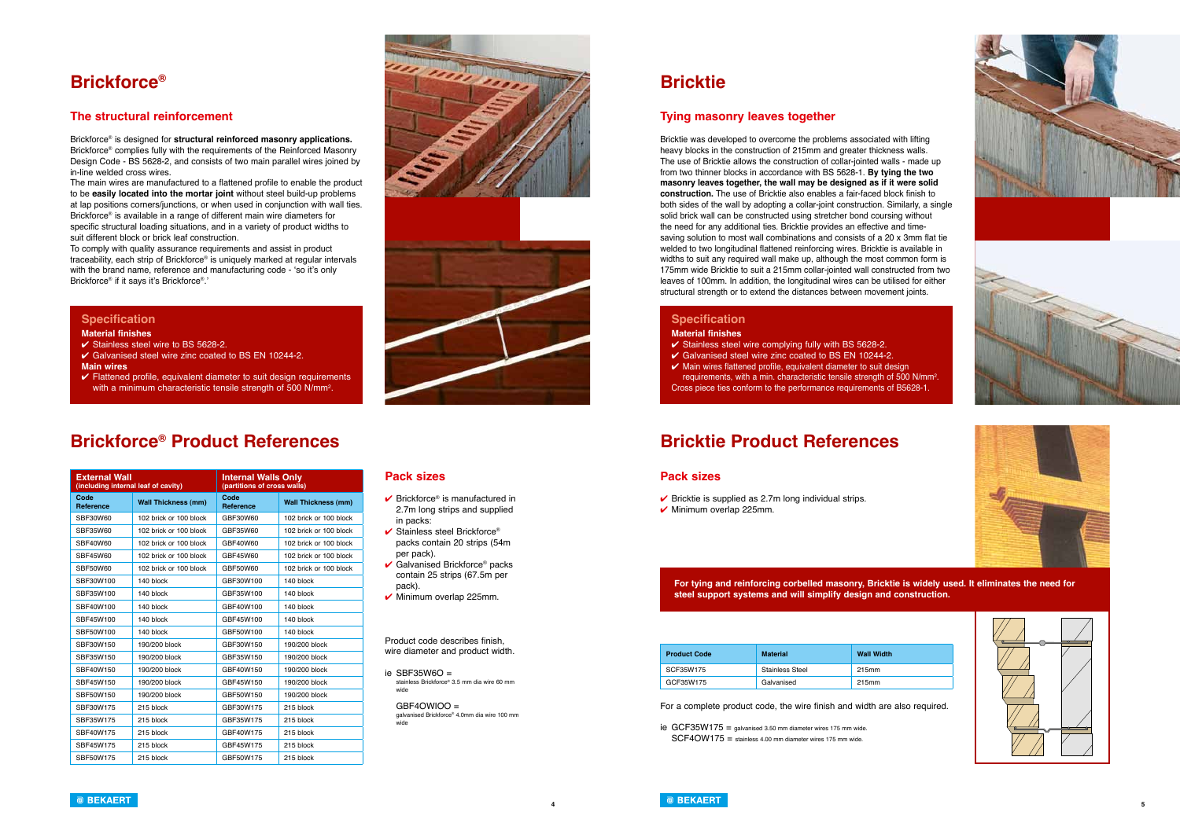# Brickforce®

## The structural reinforcement

Brickforce® is designed for **structural reinforced masonry applications.** Brickforce® complies fully with the requirements of the Reinforced Masonry Design Code - BS 5628-2, and consists of two main parallel wires joined by in-line welded cross wires.

The main wires are manufactured to a flattened profile to enable the product to be **easily located into the mortar joint** without steel build-up problems at lap positions corners/junctions, or when used in conjunction with wall ties. Brickforce® is available in a range of different main wire diameters for specific structural loading situations, and in a variety of product widths to suit different block or brick leaf construction.

To comply with quality assurance requirements and assist in product traceability, each strip of Brickforce® is uniquely marked at regular intervals with the brand name, reference and manufacturing code - 'so it's only Brickforce® if it says it's Brickforce®.'

### Specification

**Material finishes**

- ✔ Stainless steel wire to BS 5628-2.
- ✔ Galvanised steel wire zinc coated to BS EN 10244-2.

**Main wires**

- ✔ Flattened profile, equivalent diameter to suit design requirements with a minimum characteristic tensile strength of 500 N/mm².

# Brickforce® Product References

| External Wall (including internal leaf of cavity) | | Internal Walls Only (partitions of cross walls) | |
|---|---|---|---|
| Code Reference | Wall Thickness (mm) | Code Reference | Wall Thickness (mm) |
| SBF30W60 | 102 brick or 100 block | GBF30W60 | 102 brick or 100 block |
| SBF35W60 | 102 brick or 100 block | GBF35W60 | 102 brick or 100 block |
| SBF40W60 | 102 brick or 100 block | GBF40W60 | 102 brick or 100 block |
| SBF45W60 | 102 brick or 100 block | GBF45W60 | 102 brick or 100 block |
| SBF50W60 | 102 brick or 100 block | GBF50W60 | 102 brick or 100 block |
| SBF30W100 | 140 block | GBF30W100 | 140 block |
| SBF35W100 | 140 block | GBF35W100 | 140 block |
| SBF40W100 | 140 block | GBF40W100 | 140 block |
| SBF45W100 | 140 block | GBF45W100 | 140 block |
| SBF50W100 | 140 block | GBF50W100 | 140 block |
| SBF30W150 | 190/200 block | GBF30W150 | 190/200 block |
| SBF35W150 | 190/200 block | GBF35W150 | 190/200 block |
| SBF40W150 | 190/200 block | GBF40W150 | 190/200 block |
| SBF45W150 | 190/200 block | GBF45W150 | 190/200 block |
| SBF50W150 | 190/200 block | GBF50W150 | 190/200 block |
| SBF30W175 | 215 block | GBF30W175 | 215 block |
| SBF35W175 | 215 block | GBF35W175 | 215 block |
| SBF40W175 | 215 block | GBF40W175 | 215 block |
| SBF45W175 | 215 block | GBF45W175 | 215 block |
| SBF50W175 | 215 block | GBF50W175 | 215 block |

## Pack sizes

- ✔ Brickforce® is manufactured in 2.7m long strips and supplied in packs:
- ✔ Stainless steel Brickforce® packs contain 20 strips (54m per pack).
- ✔ Galvanised Brickforce® packs contain 25 strips (67.5m per pack).
- ✔ Minimum overlap 225mm.

Product code describes finish, wire diameter and product width.

ie SBF35W6O = stainless Brickforce® 3.5 mm dia wire 60 mm wide

GBF4OWIOO = galvanised Brickforce® 4.0mm dia wire 100 mm wide

# Bricktie

## Tying masonry leaves together

Bricktie was developed to overcome the problems associated with lifting heavy blocks in the construction of 215mm and greater thickness walls. The use of Bricktie allows the construction of collar-jointed walls - made up from two thinner blocks in accordance with BS 5628-1. **By tying the two masonry leaves together, the wall may be designed as if it were solid construction.** The use of Bricktie also enables a fair-faced block finish to both sides of the wall by adopting a collar-joint construction. Similarly, a single solid brick wall can be constructed using stretcher bond coursing without the need for any additional ties. Bricktie provides an effective and time-saving solution to most wall combinations and consists of a 20 x 3mm flat tie welded to two longitudinal flattened reinforcing wires. Bricktie is available in widths to suit any required wall make up, although the most common form is 175mm wide Bricktie to suit a 215mm collar-jointed wall constructed from two leaves of 100mm. In addition, the longitudinal wires can be utilised for either structural strength or to extend the distances between movement joints.

### Specification

**Material finishes**

- ✔ Stainless steel wire complying fully with BS 5628-2.
- ✔ Galvanised steel wire zinc coated to BS EN 10244-2.
- ✔ Main wires flattened profile, equivalent diameter to suit design requirements, with a min. characteristic tensile strength of 500 N/mm².

Cross piece ties conform to the performance requirements of B5628-1.

# Bricktie Product References

## Pack sizes

- ✔ Bricktie is supplied as 2.7m long individual strips.
- ✔ Minimum overlap 225mm.

**For tying and reinforcing corbelled masonry, Bricktie is widely used. It eliminates the need for steel support systems and will simplify design and construction.**

| Product Code | Material | Wall Width |
|---|---|---|
| SCF35W175 | Stainless Steel | 215mm |
| GCF35W175 | Galvanised | 215mm |

For a complete product code, the wire finish and width are also required.

ie GCF35W175 = galvanised 3.50 mm diameter wires 175 mm wide.
SCF4OW175 = stainless 4.00 mm diameter wires 175 mm wide.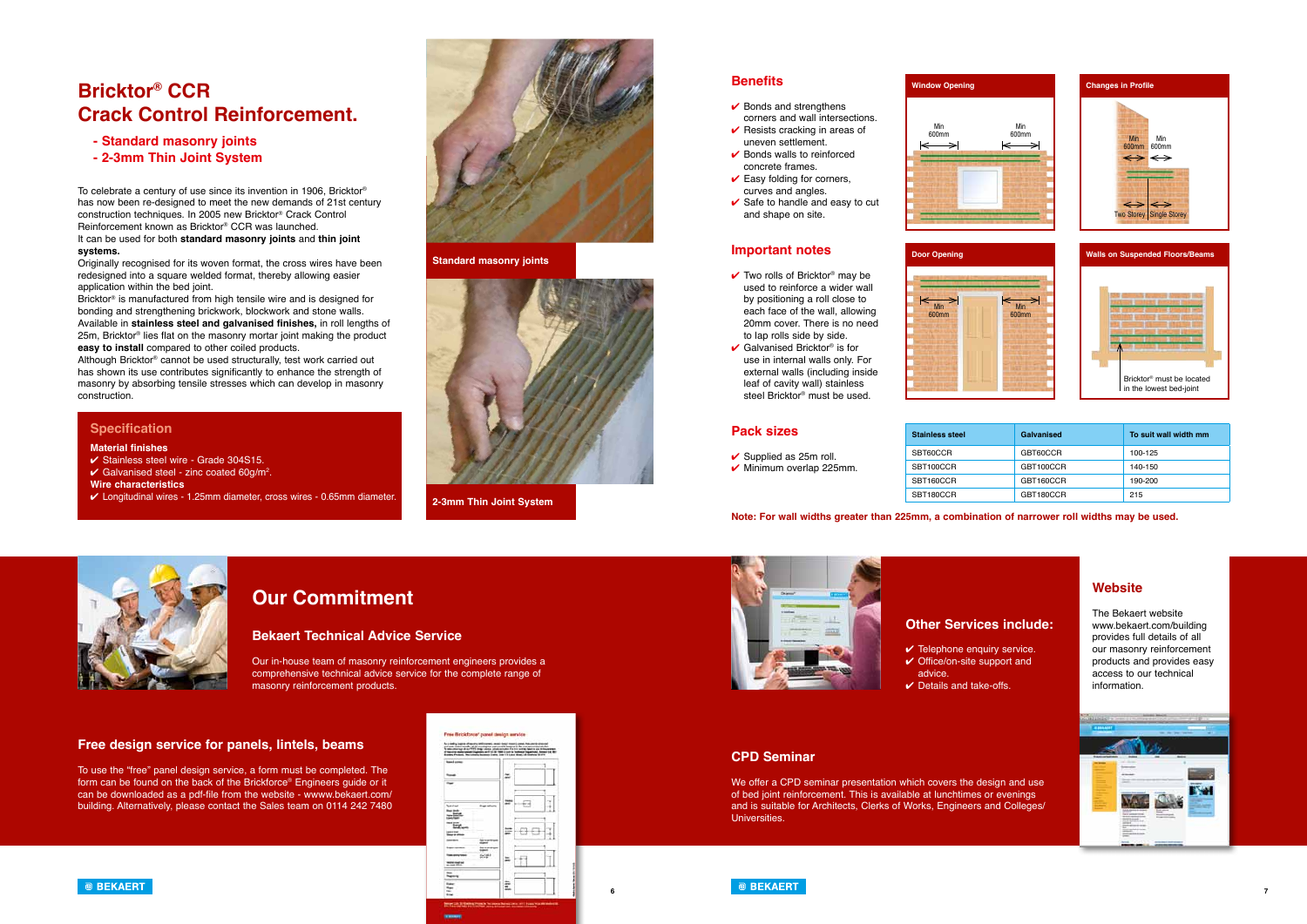# Bricktor® CCR Crack Control Reinforcement.

- Standard masonry joints
- 2-3mm Thin Joint System

To celebrate a century of use since its invention in 1906, Bricktor® has now been re-designed to meet the new demands of 21st century construction techniques. In 2005 new Bricktor® Crack Control Reinforcement known as Bricktor® CCR was launched.

It can be used for both **standard masonry joints** and **thin joint systems.**

Originally recognised for its woven format, the cross wires have been redesigned into a square welded format, thereby allowing easier application within the bed joint.

Bricktor® is manufactured from high tensile wire and is designed for bonding and strengthening brickwork, blockwork and stone walls. Available in **stainless steel and galvanised finishes,** in roll lengths of 25m, Bricktor® lies flat on the masonry mortar joint making the product **easy to install** compared to other coiled products.

Although Bricktor® cannot be used structurally, test work carried out has shown its use contributes significantly to enhance the strength of masonry by absorbing tensile stresses which can develop in masonry construction.

## Specification

**Material finishes**

- ✔ Stainless steel wire - Grade 304S15.
- ✔ Galvanised steel - zinc coated 60g/m².

**Wire characteristics**

- ✔ Longitudinal wires - 1.25mm diameter, cross wires - 0.65mm diameter.

Standard masonry joints

2-3mm Thin Joint System

## Benefits

- ✔ Bonds and strengthens corners and wall intersections.
- ✔ Resists cracking in areas of uneven settlement.
- ✔ Bonds walls to reinforced concrete frames.
- ✔ Easy folding for corners, curves and angles.
- ✔ Safe to handle and easy to cut and shape on site.

## Important notes

- ✔ Two rolls of Bricktor® may be used to reinforce a wider wall by positioning a roll close to each face of the wall, allowing 20mm cover. There is no need to lap rolls side by side.
- ✔ Galvanised Bricktor® is for use in internal walls only. For external walls (including inside leaf of cavity wall) stainless steel Bricktor® must be used.

**Window Opening**

Min 600mm — Min 600mm

**Changes in Profile**

Min 600mm — Min 600mm

Two Storey — Single Storey

**Door Opening**

Min 600mm — Min 600mm

**Walls on Suspended Floors/Beams**

Bricktor® must be located in the lowest bed-joint

## Pack sizes

- ✔ Supplied as 25m roll.
- ✔ Minimum overlap 225mm.

| Stainless steel | Galvanised | To suit wall width mm |
|---|---|---|
| SBT60CCR | GBT60CCR | 100-125 |
| SBT100CCR | GBT100CCR | 140-150 |
| SBT160CCR | GBT160CCR | 190-200 |
| SBT180CCR | GBT180CCR | 215 |

**Note: For wall widths greater than 225mm, a combination of narrower roll widths may be used.**

# Our Commitment

## Bekaert Technical Advice Service

Our in-house team of masonry reinforcement engineers provides a comprehensive technical advice service for the complete range of masonry reinforcement products.

## Free design service for panels, lintels, beams

To use the "free" panel design service, a form must be completed. The form can be found on the back of the Brickforce® Engineers guide or it can be downloaded as a pdf-file from the website - wwww.bekaert.com/building. Alternatively, please contact the Sales team on 0114 242 7480

## Other Services include:

- ✔ Telephone enquiry service.
- ✔ Office/on-site support and advice.
- ✔ Details and take-offs.

## Website

The Bekaert website www.bekaert.com/building provides full details of all our masonry reinforcement products and provides easy access to our technical information.

## CPD Seminar

We offer a CPD seminar presentation which covers the design and use of bed joint reinforcement. This is available at lunchtimes or evenings and is suitable for Architects, Clerks of Works, Engineers and Colleges/Universities.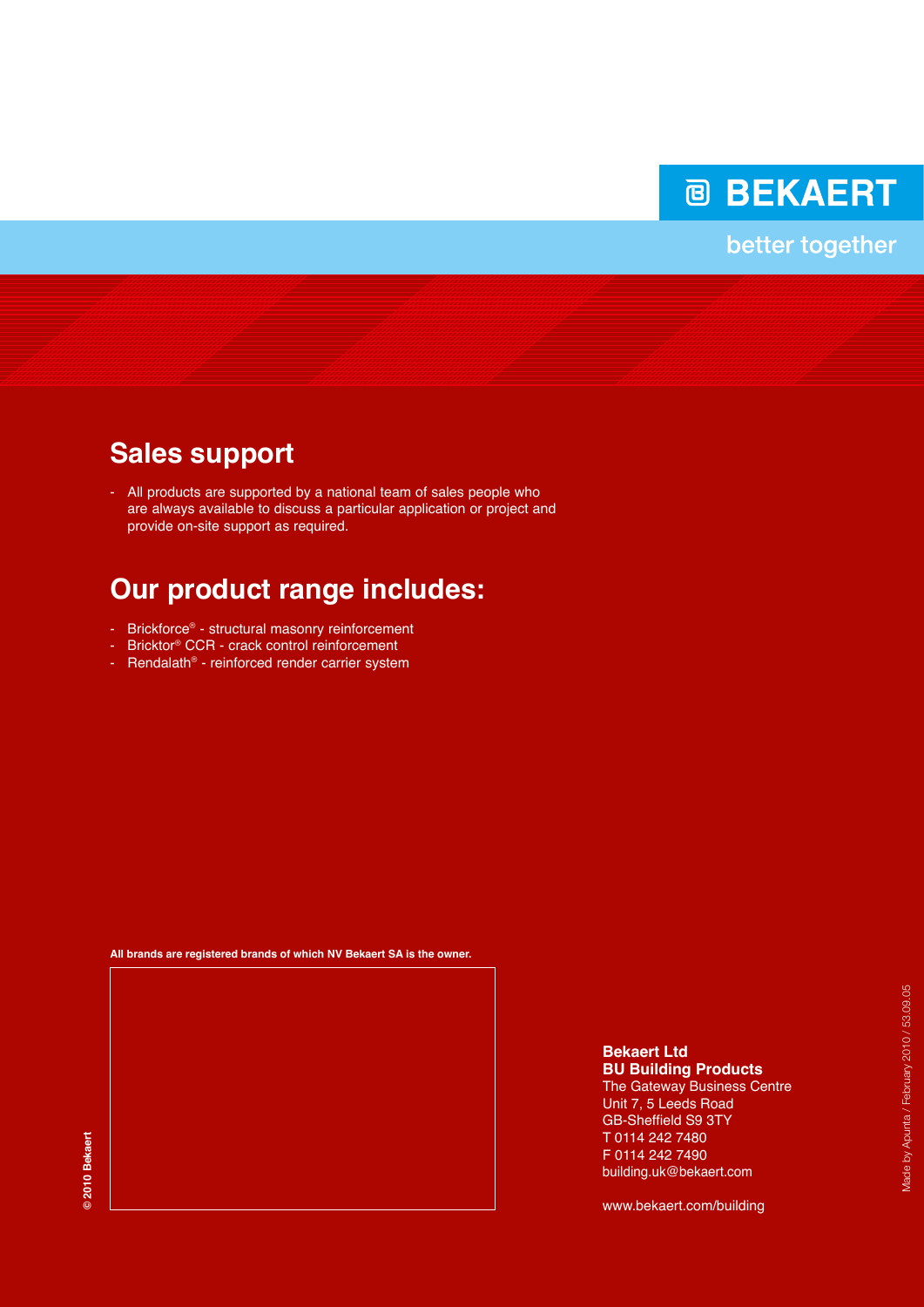BEKAERT

better together

## Sales support

- All products are supported by a national team of sales people who are always available to discuss a particular application or project and provide on-site support as required.

## Our product range includes:

- Brickforce® - structural masonry reinforcement
- Bricktor® CCR - crack control reinforcement
- Rendalath® - reinforced render carrier system

**All brands are registered brands of which NV Bekaert SA is the owner.**

**© 2010 Bekaert**

**Bekaert Ltd**
**BU Building Products**
The Gateway Business Centre
Unit 7, 5 Leeds Road
GB-Sheffield S9 3TY
T 0114 242 7480
F 0114 242 7490
building.uk@bekaert.com

www.bekaert.com/building

Made by Apunta / February 2010 / 53.09.05